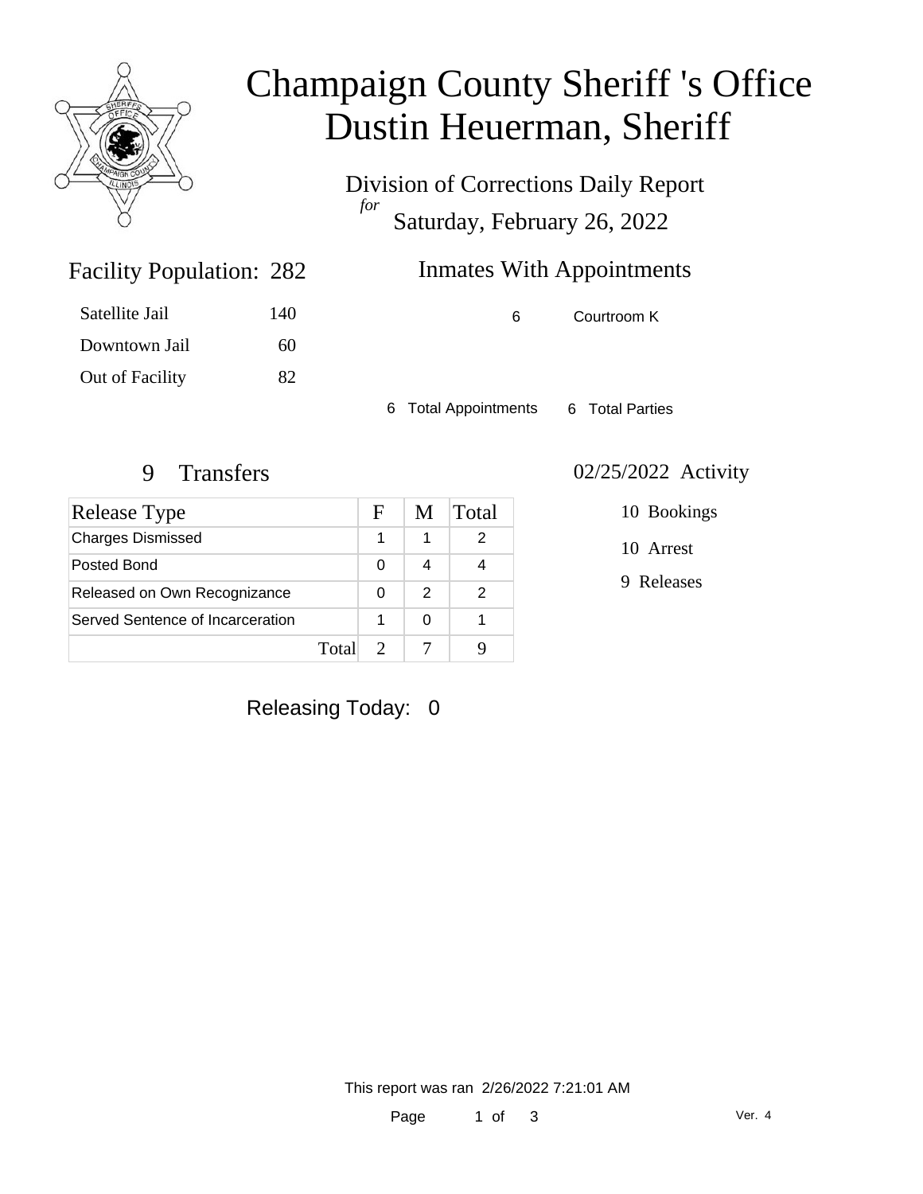# Champaign County Sheriff 's Office
# Dustin Heuerman, Sheriff

Division of Corrections Daily Report

*for*

Saturday, February 26, 2022

## Facility Population: 282

| | |
|---|---|
| Satellite Jail | 140 |
| Downtown Jail | 60 |
| Out of Facility | 82 |

## Inmates With Appointments

| | |
|---|---|
| 6 | Courtroom K |

6 Total Appointments 6 Total Parties

## 9 Transfers

| Release Type | F | M | Total |
|---|---|---|---|
| Charges Dismissed | 1 | 1 | 2 |
| Posted Bond | 0 | 4 | 4 |
| Released on Own Recognizance | 0 | 2 | 2 |
| Served Sentence of Incarceration | 1 | 0 | 1 |
| Total | 2 | 7 | 9 |

## 02/25/2022 Activity

10 Bookings

10 Arrest

9 Releases

Releasing Today: 0

This report was ran 2/26/2022 7:21:01 AM

Ver. 4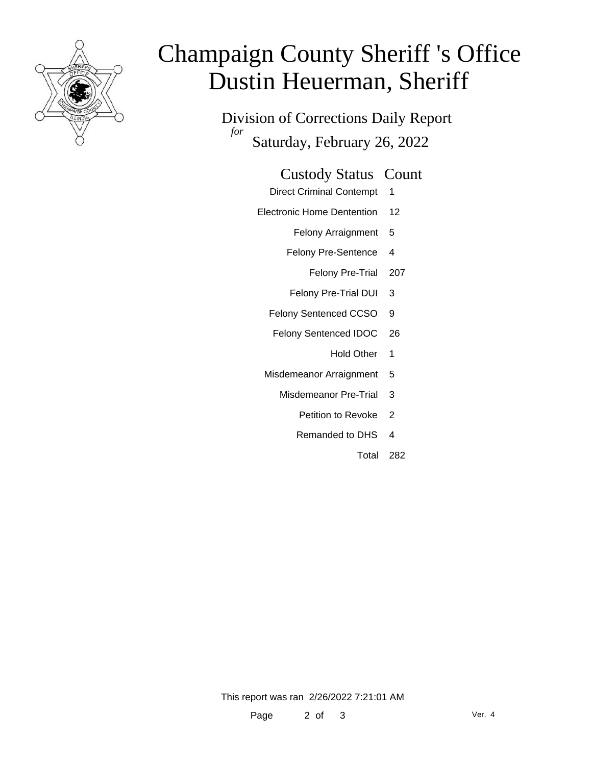# Champaign County Sheriff 's Office
# Dustin Heuerman, Sheriff

Division of Corrections Daily Report

*for* Saturday, February 26, 2022

| Custody Status | Count |
|---|---|
| Direct Criminal Contempt | 1 |
| Electronic Home Dentention | 12 |
| Felony Arraignment | 5 |
| Felony Pre-Sentence | 4 |
| Felony Pre-Trial | 207 |
| Felony Pre-Trial DUI | 3 |
| Felony Sentenced CCSO | 9 |
| Felony Sentenced IDOC | 26 |
| Hold Other | 1 |
| Misdemeanor Arraignment | 5 |
| Misdemeanor Pre-Trial | 3 |
| Petition to Revoke | 2 |
| Remanded to DHS | 4 |
| Total | 282 |

This report was ran 2/26/2022 7:21:01 AM

Ver. 4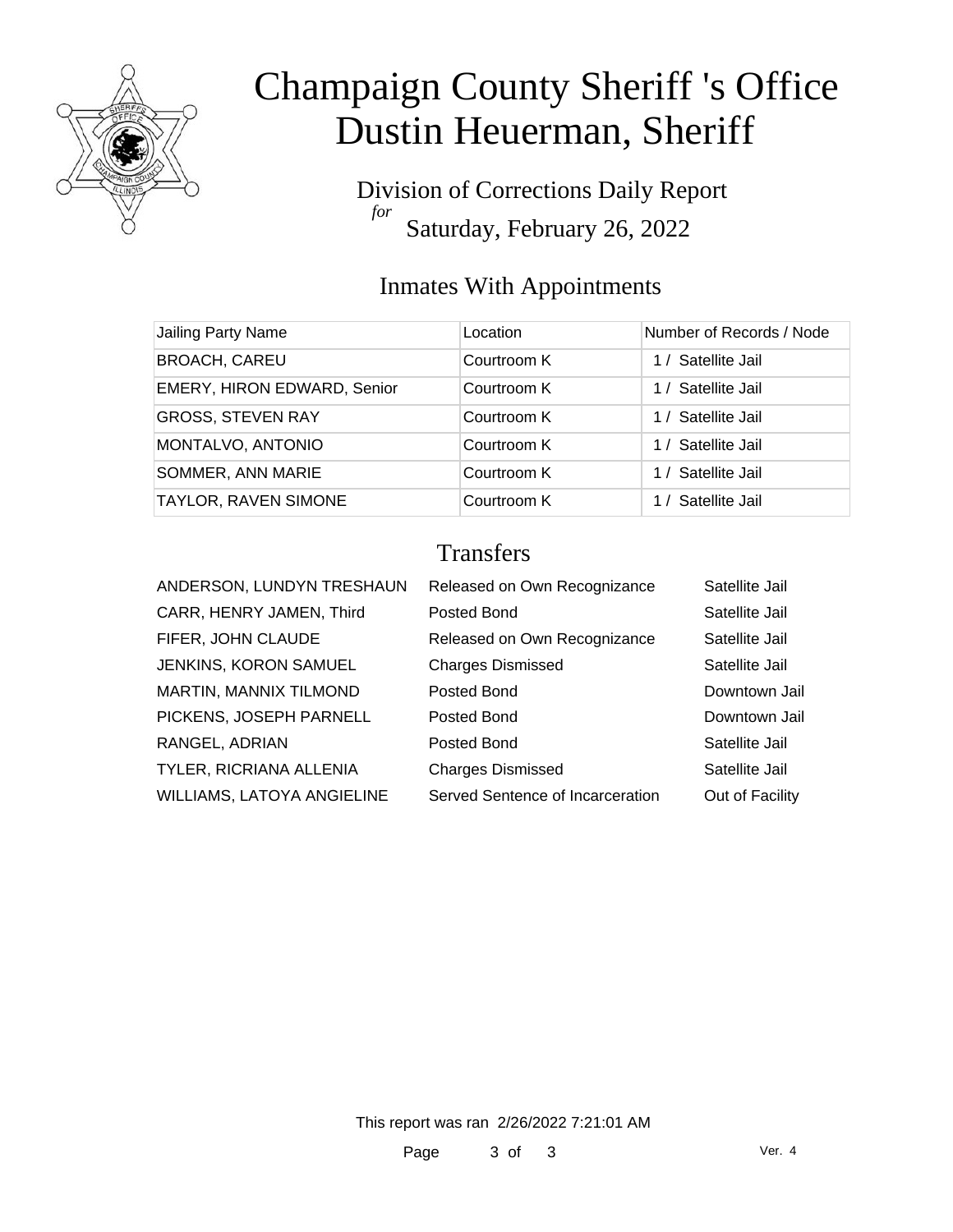# Champaign County Sheriff 's Office
# Dustin Heuerman, Sheriff

Division of Corrections Daily Report
*for*
Saturday, February 26, 2022

## Inmates With Appointments

| Jailing Party Name | Location | Number of Records / Node |
|---|---|---|
| BROACH, CAREU | Courtroom K | 1 / Satellite Jail |
| EMERY, HIRON EDWARD, Senior | Courtroom K | 1 / Satellite Jail |
| GROSS, STEVEN RAY | Courtroom K | 1 / Satellite Jail |
| MONTALVO, ANTONIO | Courtroom K | 1 / Satellite Jail |
| SOMMER, ANN MARIE | Courtroom K | 1 / Satellite Jail |
| TAYLOR, RAVEN SIMONE | Courtroom K | 1 / Satellite Jail |

## Transfers

| | | |
|---|---|---|
| ANDERSON, LUNDYN TRESHAUN | Released on Own Recognizance | Satellite Jail |
| CARR, HENRY JAMEN, Third | Posted Bond | Satellite Jail |
| FIFER, JOHN CLAUDE | Released on Own Recognizance | Satellite Jail |
| JENKINS, KORON SAMUEL | Charges Dismissed | Satellite Jail |
| MARTIN, MANNIX TILMOND | Posted Bond | Downtown Jail |
| PICKENS, JOSEPH PARNELL | Posted Bond | Downtown Jail |
| RANGEL, ADRIAN | Posted Bond | Satellite Jail |
| TYLER, RICRIANA ALLENIA | Charges Dismissed | Satellite Jail |
| WILLIAMS, LATOYA ANGIELINE | Served Sentence of Incarceration | Out of Facility |

This report was ran 2/26/2022 7:21:01 AM

Ver. 4